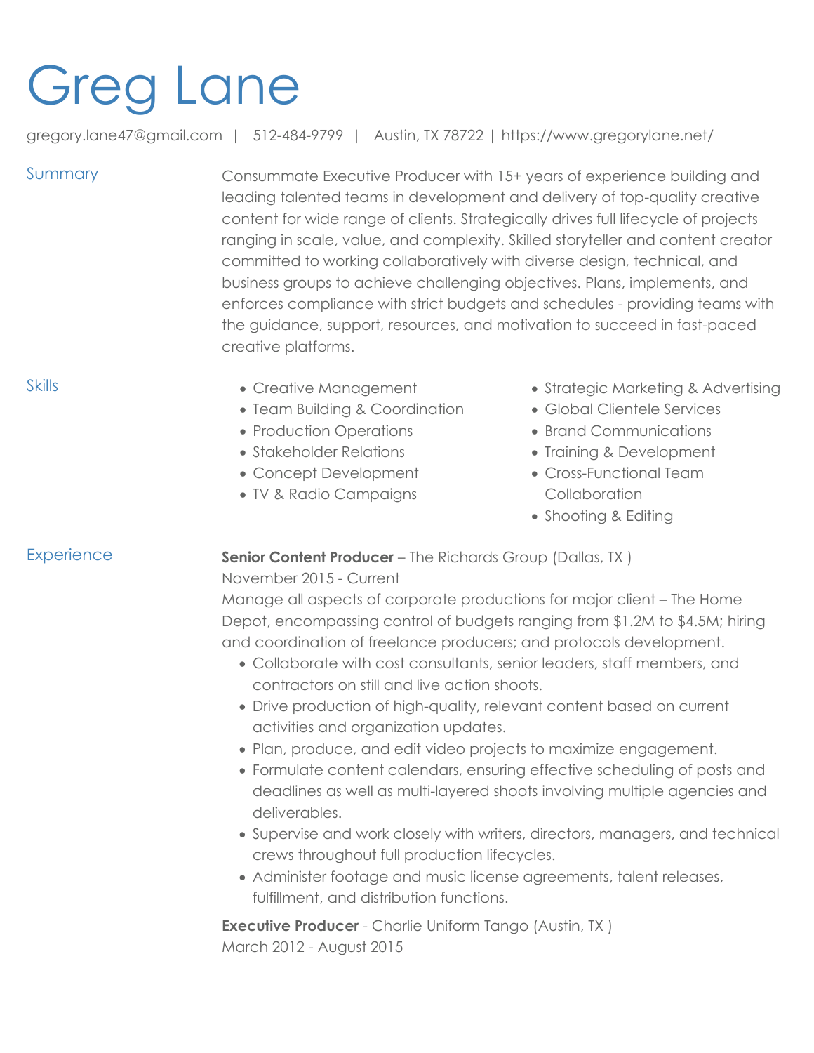# Greg Lane

gregory.lane47@gmail.com | 512-484-9799 | Austin, TX 78722 | https://www.gregorylane.net/

## Summary

Consummate Executive Producer with 15+ years of experience building and leading talented teams in development and delivery of top-quality creative content for wide range of clients. Strategically drives full lifecycle of projects ranging in scale, value, and complexity. Skilled storyteller and content creator committed to working collaboratively with diverse design, technical, and business groups to achieve challenging objectives. Plans, implements, and enforces compliance with strict budgets and schedules - providing teams with the guidance, support, resources, and motivation to succeed in fast-paced creative platforms.

## Skills

- Creative Management
- Team Building & Coordination
- Production Operations
- Stakeholder Relations
- Concept Development
- TV & Radio Campaigns
- Strategic Marketing & Advertising
- Global Clientele Services
- Brand Communications
- Training & Development
- Cross-Functional Team Collaboration
- Shooting & Editing

## Experience

**Senior Content Producer** – The Richards Group (Dallas, TX )
November 2015 - Current

Manage all aspects of corporate productions for major client – The Home Depot, encompassing control of budgets ranging from $1.2M to $4.5M; hiring and coordination of freelance producers; and protocols development.

- Collaborate with cost consultants, senior leaders, staff members, and contractors on still and live action shoots.
- Drive production of high-quality, relevant content based on current activities and organization updates.
- Plan, produce, and edit video projects to maximize engagement.
- Formulate content calendars, ensuring effective scheduling of posts and deadlines as well as multi-layered shoots involving multiple agencies and deliverables.
- Supervise and work closely with writers, directors, managers, and technical crews throughout full production lifecycles.
- Administer footage and music license agreements, talent releases, fulfillment, and distribution functions.

**Executive Producer** - Charlie Uniform Tango (Austin, TX )
March 2012 - August 2015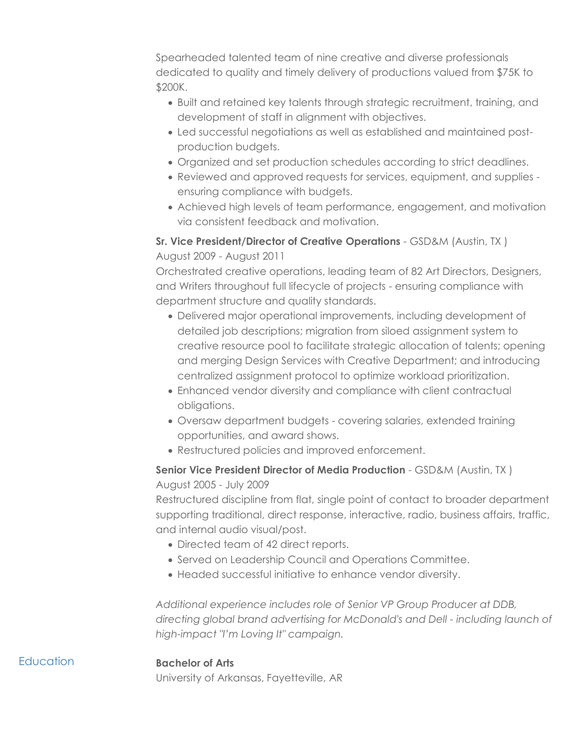Spearheaded talented team of nine creative and diverse professionals dedicated to quality and timely delivery of productions valued from $75K to $200K.

- Built and retained key talents through strategic recruitment, training, and development of staff in alignment with objectives.
- Led successful negotiations as well as established and maintained post-production budgets.
- Organized and set production schedules according to strict deadlines.
- Reviewed and approved requests for services, equipment, and supplies - ensuring compliance with budgets.
- Achieved high levels of team performance, engagement, and motivation via consistent feedback and motivation.

**Sr. Vice President/Director of Creative Operations** - GSD&M (Austin, TX )
August 2009 - August 2011

Orchestrated creative operations, leading team of 82 Art Directors, Designers, and Writers throughout full lifecycle of projects - ensuring compliance with department structure and quality standards.

- Delivered major operational improvements, including development of detailed job descriptions; migration from siloed assignment system to creative resource pool to facilitate strategic allocation of talents; opening and merging Design Services with Creative Department; and introducing centralized assignment protocol to optimize workload prioritization.
- Enhanced vendor diversity and compliance with client contractual obligations.
- Oversaw department budgets - covering salaries, extended training opportunities, and award shows.
- Restructured policies and improved enforcement.

**Senior Vice President Director of Media Production** - GSD&M (Austin, TX )
August 2005 - July 2009

Restructured discipline from flat, single point of contact to broader department supporting traditional, direct response, interactive, radio, business affairs, traffic, and internal audio visual/post.

- Directed team of 42 direct reports.
- Served on Leadership Council and Operations Committee.
- Headed successful initiative to enhance vendor diversity.

*Additional experience includes role of Senior VP Group Producer at DDB, directing global brand advertising for McDonald's and Dell - including launch of high-impact "I'm Loving It" campaign.*

## Education

**Bachelor of Arts**
University of Arkansas, Fayetteville, AR